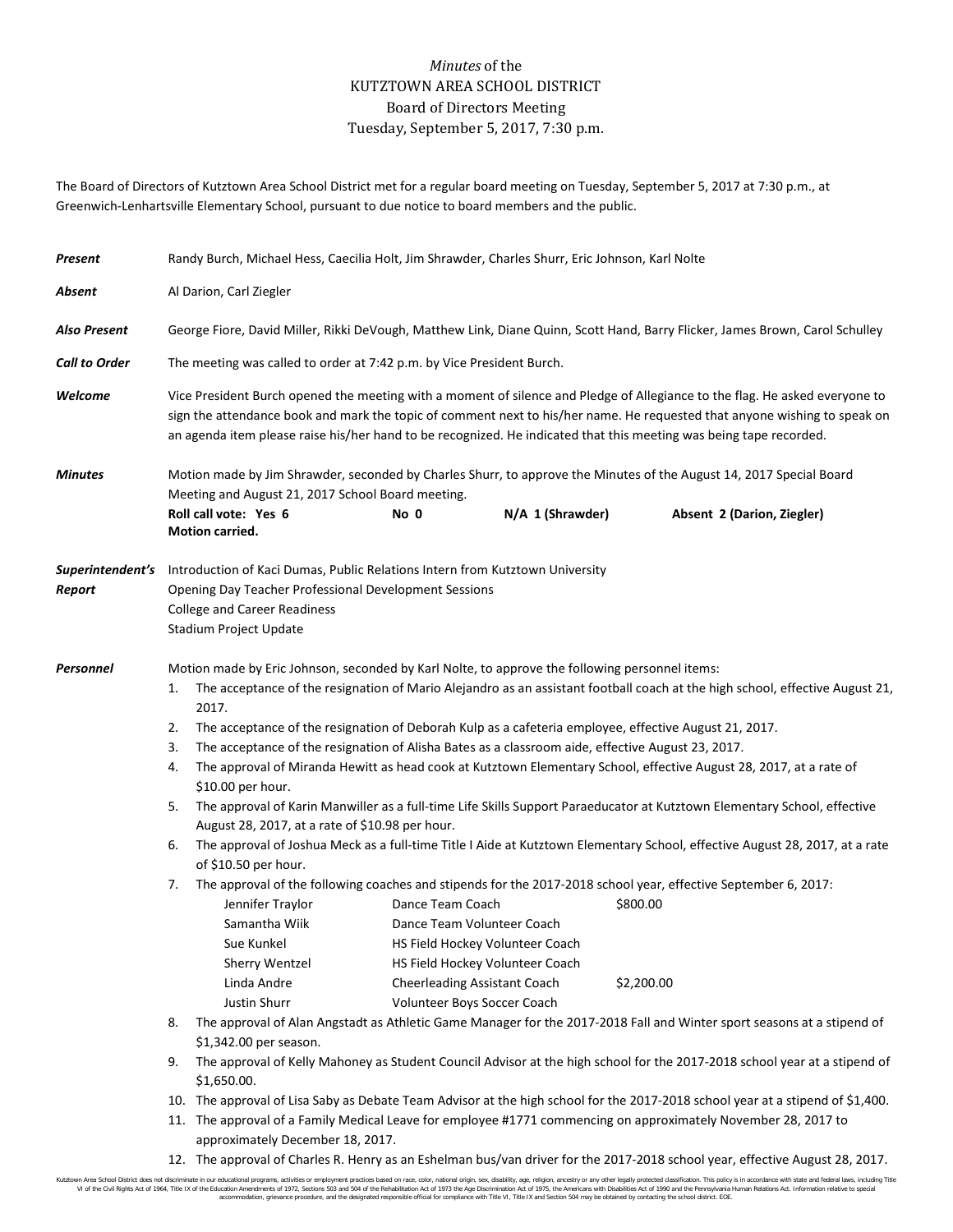*Minutes* of the
# KUTZTOWN AREA SCHOOL DISTRICT
## Board of Directors Meeting
## Tuesday, September 5, 2017, 7:30 p.m.

The Board of Directors of Kutztown Area School District met for a regular board meeting on Tuesday, September 5, 2017 at 7:30 p.m., at Greenwich-Lenhartsville Elementary School, pursuant to due notice to board members and the public.

***Present*** Randy Burch, Michael Hess, Caecilia Holt, Jim Shrawder, Charles Shurr, Eric Johnson, Karl Nolte

***Absent*** Al Darion, Carl Ziegler

***Also Present*** George Fiore, David Miller, Rikki DeVough, Matthew Link, Diane Quinn, Scott Hand, Barry Flicker, James Brown, Carol Schulley

***Call to Order*** The meeting was called to order at 7:42 p.m. by Vice President Burch.

***Welcome*** Vice President Burch opened the meeting with a moment of silence and Pledge of Allegiance to the flag. He asked everyone to sign the attendance book and mark the topic of comment next to his/her name. He requested that anyone wishing to speak on an agenda item please raise his/her hand to be recognized. He indicated that this meeting was being tape recorded.

***Minutes*** Motion made by Jim Shrawder, seconded by Charles Shurr, to approve the Minutes of the August 14, 2017 Special Board Meeting and August 21, 2017 School Board meeting.

**Roll call vote: Yes 6 No 0 N/A 1 (Shrawder) Absent 2 (Darion, Ziegler)**
**Motion carried.**

***Superintendent's Report***
Introduction of Kaci Dumas, Public Relations Intern from Kutztown University
Opening Day Teacher Professional Development Sessions
College and Career Readiness
Stadium Project Update

***Personnel*** Motion made by Eric Johnson, seconded by Karl Nolte, to approve the following personnel items:

1. The acceptance of the resignation of Mario Alejandro as an assistant football coach at the high school, effective August 21, 2017.
2. The acceptance of the resignation of Deborah Kulp as a cafeteria employee, effective August 21, 2017.
3. The acceptance of the resignation of Alisha Bates as a classroom aide, effective August 23, 2017.
4. The approval of Miranda Hewitt as head cook at Kutztown Elementary School, effective August 28, 2017, at a rate of $10.00 per hour.
5. The approval of Karin Manwiller as a full-time Life Skills Support Paraeducator at Kutztown Elementary School, effective August 28, 2017, at a rate of $10.98 per hour.
6. The approval of Joshua Meck as a full-time Title I Aide at Kutztown Elementary School, effective August 28, 2017, at a rate of $10.50 per hour.
7. The approval of the following coaches and stipends for the 2017-2018 school year, effective September 6, 2017:

| | | |
|---|---|---|
| Jennifer Traylor | Dance Team Coach | $800.00 |
| Samantha Wiik | Dance Team Volunteer Coach | |
| Sue Kunkel | HS Field Hockey Volunteer Coach | |
| Sherry Wentzel | HS Field Hockey Volunteer Coach | |
| Linda Andre | Cheerleading Assistant Coach | $2,200.00 |
| Justin Shurr | Volunteer Boys Soccer Coach | |

8. The approval of Alan Angstadt as Athletic Game Manager for the 2017-2018 Fall and Winter sport seasons at a stipend of $1,342.00 per season.
9. The approval of Kelly Mahoney as Student Council Advisor at the high school for the 2017-2018 school year at a stipend of $1,650.00.
10. The approval of Lisa Saby as Debate Team Advisor at the high school for the 2017-2018 school year at a stipend of $1,400.
11. The approval of a Family Medical Leave for employee #1771 commencing on approximately November 28, 2017 to approximately December 18, 2017.
12. The approval of Charles R. Henry as an Eshelman bus/van driver for the 2017-2018 school year, effective August 28, 2017.

Kutztown Area School District does not discriminate in our educational programs, activities or employment practices based on race, color, national origin, sex, disability, age, religion, ancestry or any other legally protected classification. This policy is in accordance with state and federal laws, including Title VI of the Civil Rights Act of 1964, Title IX of the Education Amendments of 1972, Sections 503 and 504 of the Rehabilitation Act of 1973 the Age Discrimination Act of 1975, the Americans with Disabilities Act of 1990 and the Pennsylvania Human Relations Act. Information relative to special accommodation, grievance procedure, and the designated responsible official for compliance with Title VI, Title IX and Section 504 may be obtained by contacting the school district. EOE.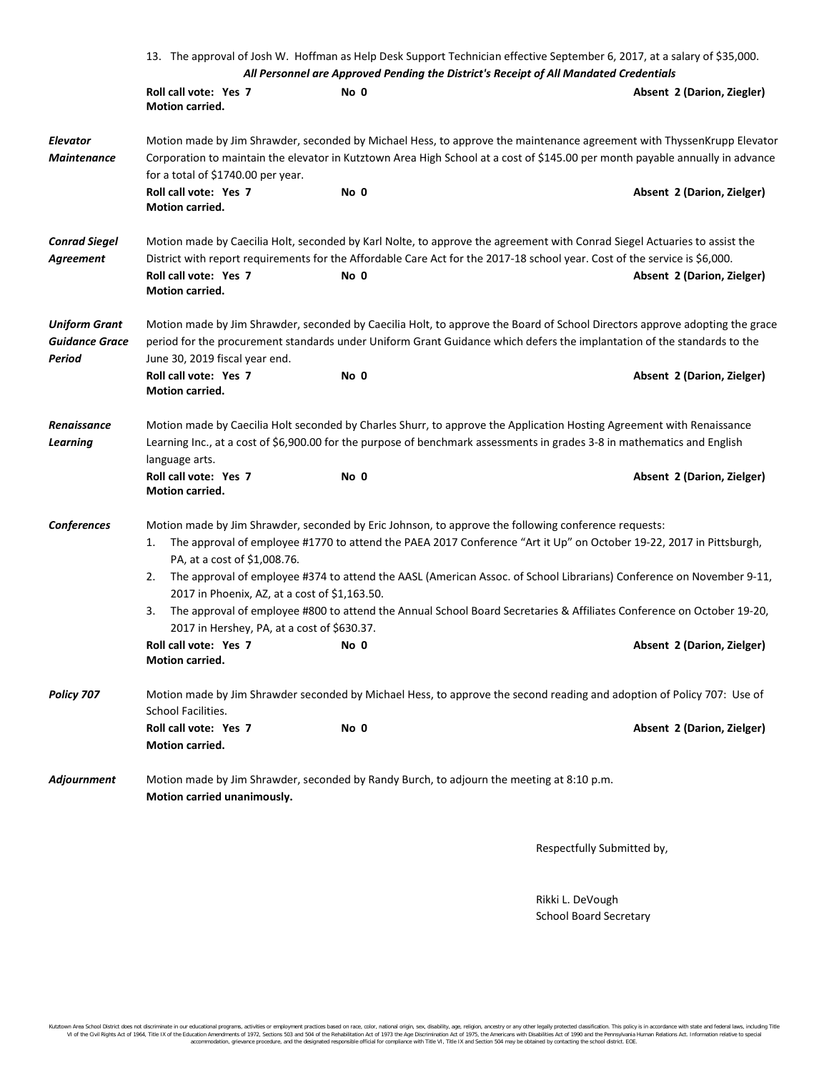13. The approval of Josh W. Hoffman as Help Desk Support Technician effective September 6, 2017, at a salary of $35,000.

***All Personnel are Approved Pending the District's Receipt of All Mandated Credentials***

**Roll call vote: Yes 7** **No 0** **Absent 2 (Darion, Ziegler)**
**Motion carried.**

***Elevator Maintenance***

Motion made by Jim Shrawder, seconded by Michael Hess, to approve the maintenance agreement with ThyssenKrupp Elevator Corporation to maintain the elevator in Kutztown Area High School at a cost of $145.00 per month payable annually in advance for a total of $1740.00 per year.

**Roll call vote: Yes 7** **No 0** **Absent 2 (Darion, Zielger)**
**Motion carried.**

***Conrad Siegel Agreement***

Motion made by Caecilia Holt, seconded by Karl Nolte, to approve the agreement with Conrad Siegel Actuaries to assist the District with report requirements for the Affordable Care Act for the 2017-18 school year. Cost of the service is $6,000.

**Roll call vote: Yes 7** **No 0** **Absent 2 (Darion, Zielger)**
**Motion carried.**

***Uniform Grant Guidance Grace Period***

Motion made by Jim Shrawder, seconded by Caecilia Holt, to approve the Board of School Directors approve adopting the grace period for the procurement standards under Uniform Grant Guidance which defers the implantation of the standards to the June 30, 2019 fiscal year end.

**Roll call vote: Yes 7** **No 0** **Absent 2 (Darion, Zielger)**
**Motion carried.**

***Renaissance Learning***

Motion made by Caecilia Holt seconded by Charles Shurr, to approve the Application Hosting Agreement with Renaissance Learning Inc., at a cost of $6,900.00 for the purpose of benchmark assessments in grades 3-8 in mathematics and English language arts.

**Roll call vote: Yes 7** **No 0** **Absent 2 (Darion, Zielger)**
**Motion carried.**

***Conferences***

Motion made by Jim Shrawder, seconded by Eric Johnson, to approve the following conference requests:

1. The approval of employee #1770 to attend the PAEA 2017 Conference "Art it Up" on October 19-22, 2017 in Pittsburgh, PA, at a cost of $1,008.76.
2. The approval of employee #374 to attend the AASL (American Assoc. of School Librarians) Conference on November 9-11, 2017 in Phoenix, AZ, at a cost of $1,163.50.
3. The approval of employee #800 to attend the Annual School Board Secretaries & Affiliates Conference on October 19-20, 2017 in Hershey, PA, at a cost of $630.37.

**Roll call vote: Yes 7** **No 0** **Absent 2 (Darion, Zielger)**
**Motion carried.**

***Policy 707***

Motion made by Jim Shrawder seconded by Michael Hess, to approve the second reading and adoption of Policy 707: Use of School Facilities.

**Roll call vote: Yes 7** **No 0** **Absent 2 (Darion, Zielger)**
**Motion carried.**

***Adjournment***

Motion made by Jim Shrawder, seconded by Randy Burch, to adjourn the meeting at 8:10 p.m.

**Motion carried unanimously.**

Respectfully Submitted by,

Rikki L. DeVough
School Board Secretary

Kutztown Area School District does not discriminate in our educational programs, activities or employment practices based on race, color, national origin, sex, disability, age, religion, ancestry or any other legally protected classification. This policy is in accordance with state and federal laws, including Title VI of the Civil Rights Act of 1964, Title IX of the Education Amendments of 1972, Sections 503 and 504 of the Rehabilitation Act of 1973 the Age Discrimination Act of 1975, the Americans with Disabilities Act of 1990 and the Pennsylvania Human Relations Act. Information relative to special accommodation, grievance procedure, and the designated responsible official for compliance with Title VI, Title IX and Section 504 may be obtained by contacting the school district. EOE.